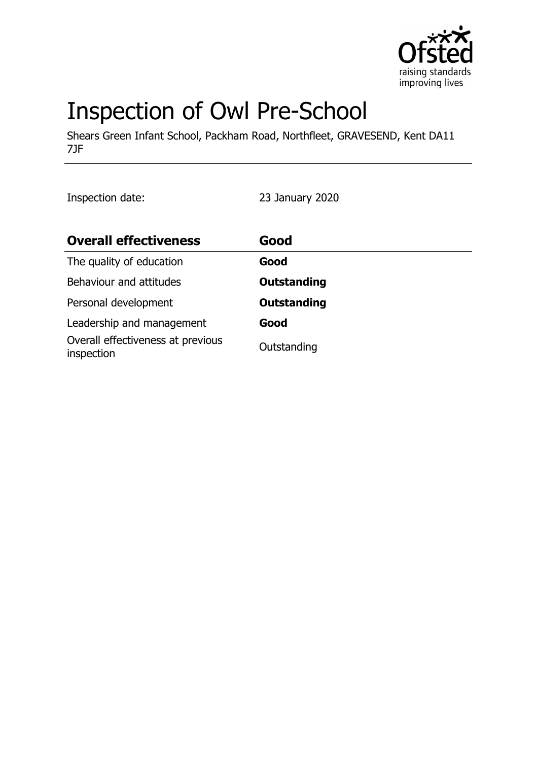# Inspection of Owl Pre-School

Shears Green Infant School, Packham Road, Northfleet, GRAVESEND, Kent DA11 7JF

Inspection date: 23 January 2020

| **Overall effectiveness** | **Good** |
|---|---|
| The quality of education | **Good** |
| Behaviour and attitudes | **Outstanding** |
| Personal development | **Outstanding** |
| Leadership and management | **Good** |
| Overall effectiveness at previous inspection | Outstanding |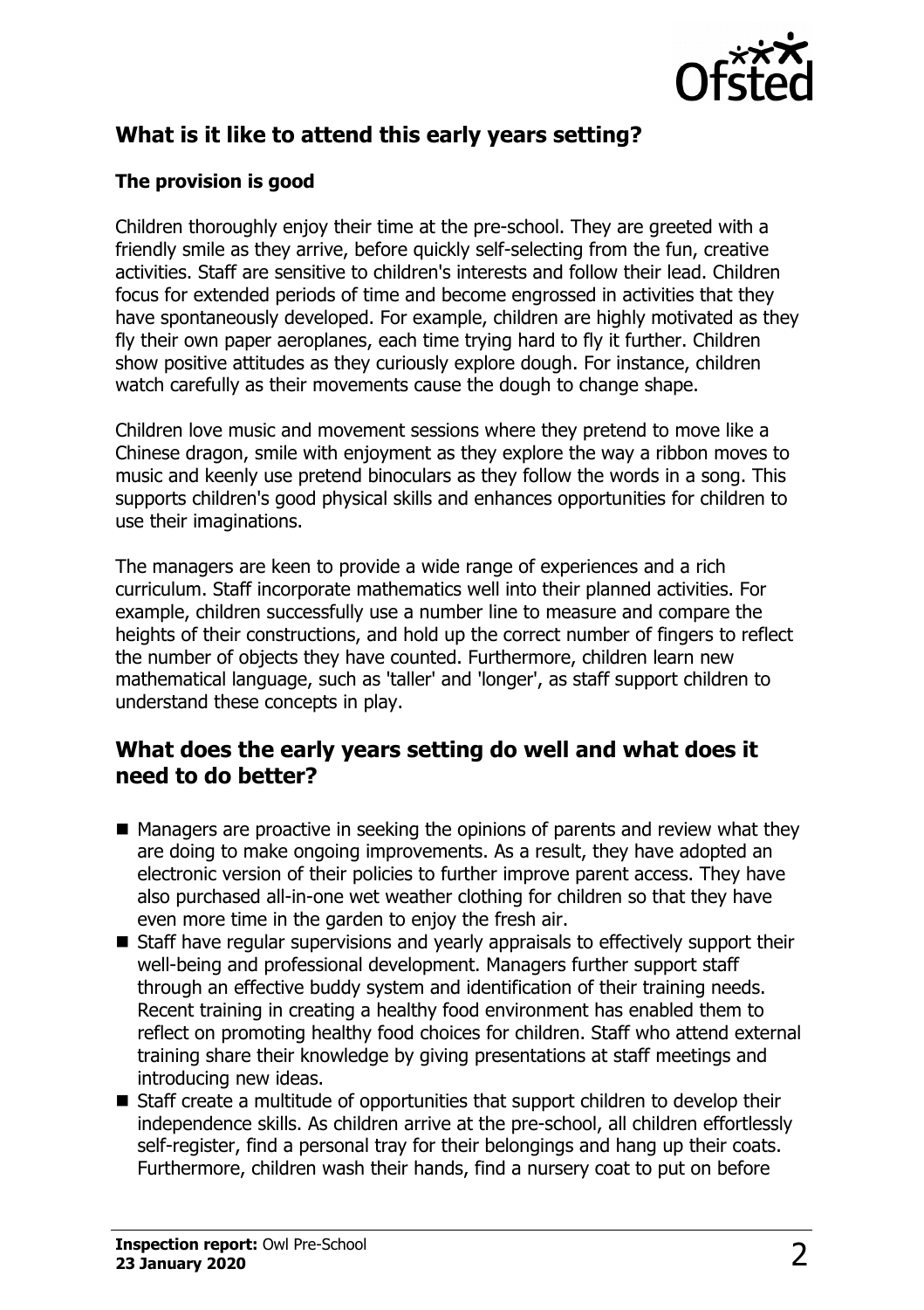## What is it like to attend this early years setting?

### The provision is good

Children thoroughly enjoy their time at the pre-school. They are greeted with a friendly smile as they arrive, before quickly self-selecting from the fun, creative activities. Staff are sensitive to children's interests and follow their lead. Children focus for extended periods of time and become engrossed in activities that they have spontaneously developed. For example, children are highly motivated as they fly their own paper aeroplanes, each time trying hard to fly it further. Children show positive attitudes as they curiously explore dough. For instance, children watch carefully as their movements cause the dough to change shape.

Children love music and movement sessions where they pretend to move like a Chinese dragon, smile with enjoyment as they explore the way a ribbon moves to music and keenly use pretend binoculars as they follow the words in a song. This supports children's good physical skills and enhances opportunities for children to use their imaginations.

The managers are keen to provide a wide range of experiences and a rich curriculum. Staff incorporate mathematics well into their planned activities. For example, children successfully use a number line to measure and compare the heights of their constructions, and hold up the correct number of fingers to reflect the number of objects they have counted. Furthermore, children learn new mathematical language, such as 'taller' and 'longer', as staff support children to understand these concepts in play.

## What does the early years setting do well and what does it need to do better?

- Managers are proactive in seeking the opinions of parents and review what they are doing to make ongoing improvements. As a result, they have adopted an electronic version of their policies to further improve parent access. They have also purchased all-in-one wet weather clothing for children so that they have even more time in the garden to enjoy the fresh air.
- Staff have regular supervisions and yearly appraisals to effectively support their well-being and professional development. Managers further support staff through an effective buddy system and identification of their training needs. Recent training in creating a healthy food environment has enabled them to reflect on promoting healthy food choices for children. Staff who attend external training share their knowledge by giving presentations at staff meetings and introducing new ideas.
- Staff create a multitude of opportunities that support children to develop their independence skills. As children arrive at the pre-school, all children effortlessly self-register, find a personal tray for their belongings and hang up their coats. Furthermore, children wash their hands, find a nursery coat to put on before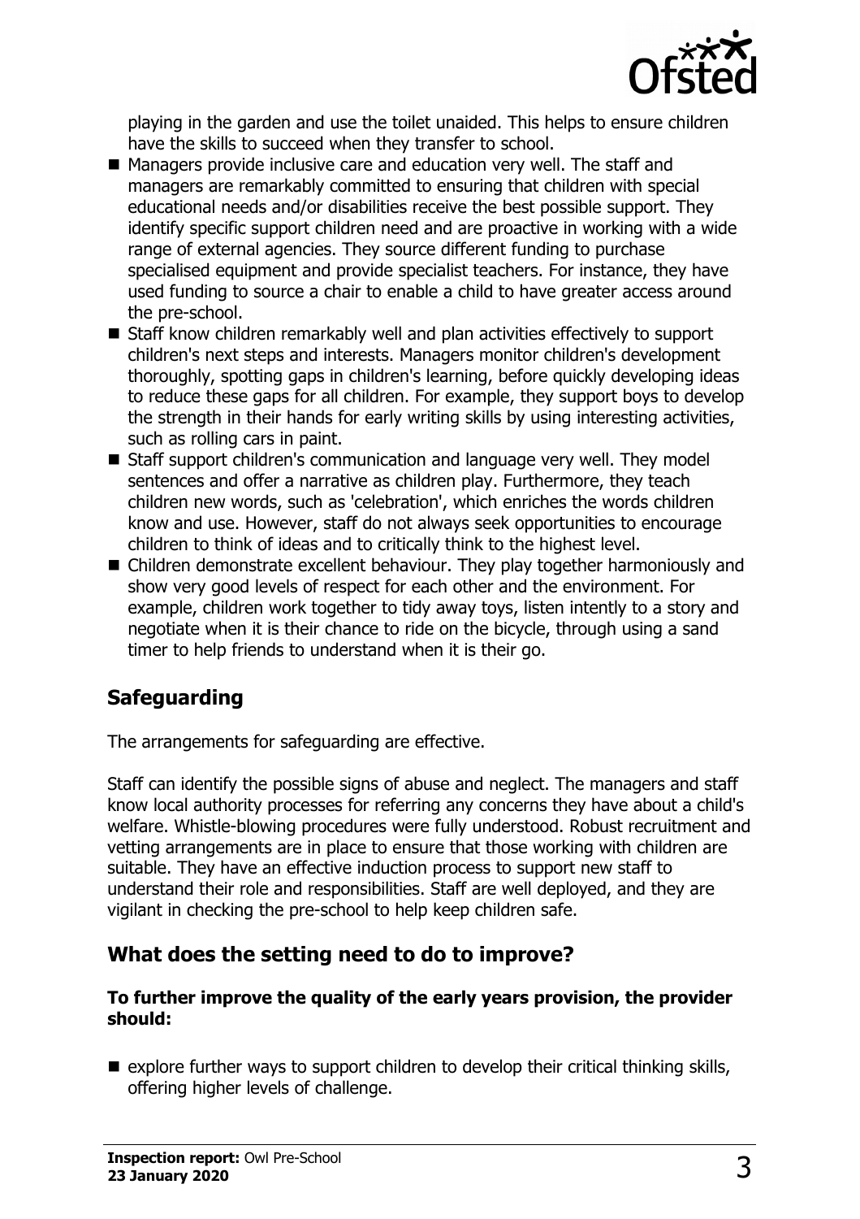playing in the garden and use the toilet unaided. This helps to ensure children have the skills to succeed when they transfer to school.

- Managers provide inclusive care and education very well. The staff and managers are remarkably committed to ensuring that children with special educational needs and/or disabilities receive the best possible support. They identify specific support children need and are proactive in working with a wide range of external agencies. They source different funding to purchase specialised equipment and provide specialist teachers. For instance, they have used funding to source a chair to enable a child to have greater access around the pre-school.
- Staff know children remarkably well and plan activities effectively to support children's next steps and interests. Managers monitor children's development thoroughly, spotting gaps in children's learning, before quickly developing ideas to reduce these gaps for all children. For example, they support boys to develop the strength in their hands for early writing skills by using interesting activities, such as rolling cars in paint.
- Staff support children's communication and language very well. They model sentences and offer a narrative as children play. Furthermore, they teach children new words, such as 'celebration', which enriches the words children know and use. However, staff do not always seek opportunities to encourage children to think of ideas and to critically think to the highest level.
- Children demonstrate excellent behaviour. They play together harmoniously and show very good levels of respect for each other and the environment. For example, children work together to tidy away toys, listen intently to a story and negotiate when it is their chance to ride on the bicycle, through using a sand timer to help friends to understand when it is their go.

## Safeguarding

The arrangements for safeguarding are effective.

Staff can identify the possible signs of abuse and neglect. The managers and staff know local authority processes for referring any concerns they have about a child's welfare. Whistle-blowing procedures were fully understood. Robust recruitment and vetting arrangements are in place to ensure that those working with children are suitable. They have an effective induction process to support new staff to understand their role and responsibilities. Staff are well deployed, and they are vigilant in checking the pre-school to help keep children safe.

## What does the setting need to do to improve?

**To further improve the quality of the early years provision, the provider should:**

- explore further ways to support children to develop their critical thinking skills, offering higher levels of challenge.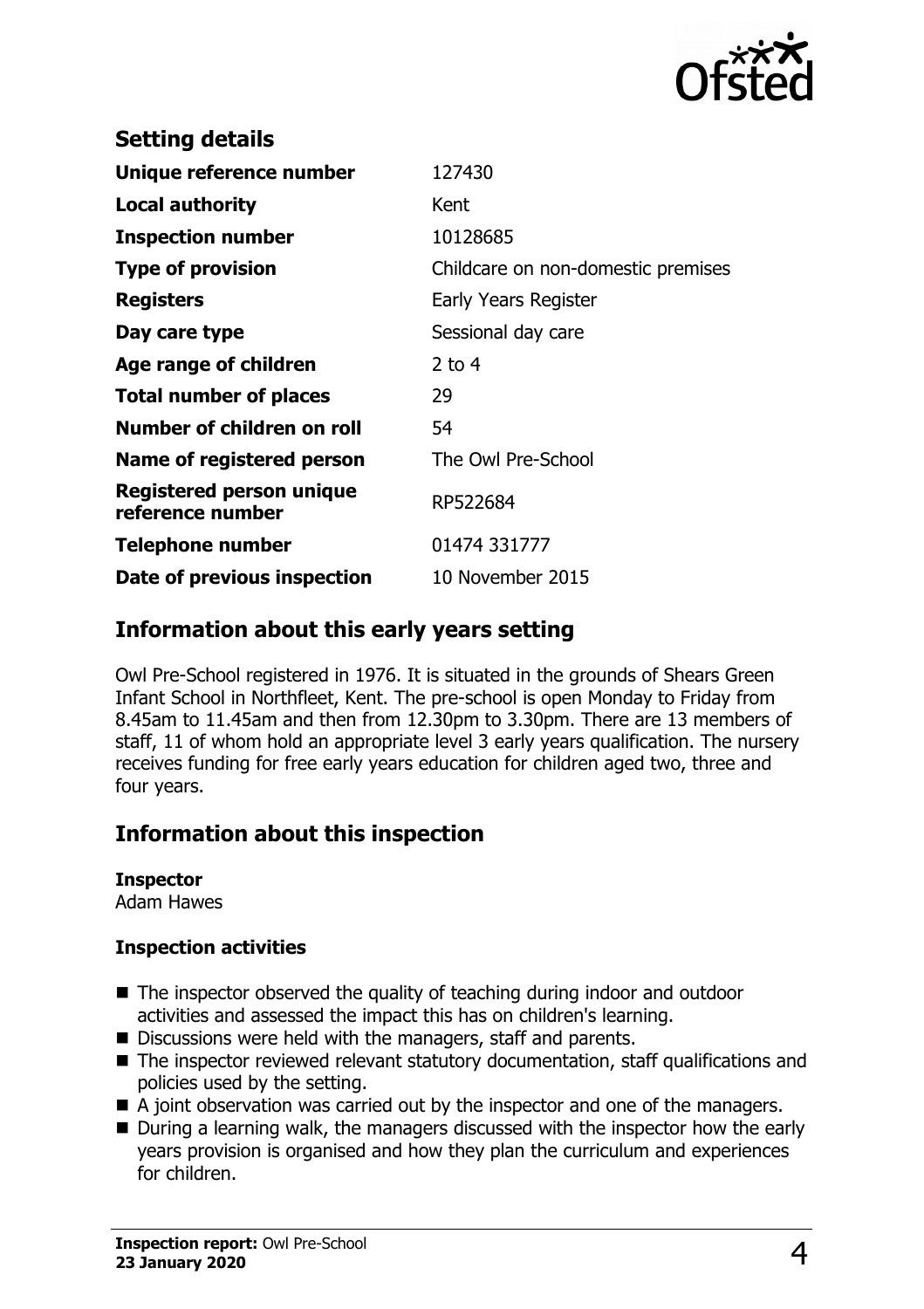## Setting details

| | |
|---|---|
| **Unique reference number** | 127430 |
| **Local authority** | Kent |
| **Inspection number** | 10128685 |
| **Type of provision** | Childcare on non-domestic premises |
| **Registers** | Early Years Register |
| **Day care type** | Sessional day care |
| **Age range of children** | 2 to 4 |
| **Total number of places** | 29 |
| **Number of children on roll** | 54 |
| **Name of registered person** | The Owl Pre-School |
| **Registered person unique reference number** | RP522684 |
| **Telephone number** | 01474 331777 |
| **Date of previous inspection** | 10 November 2015 |

## Information about this early years setting

Owl Pre-School registered in 1976. It is situated in the grounds of Shears Green Infant School in Northfleet, Kent. The pre-school is open Monday to Friday from 8.45am to 11.45am and then from 12.30pm to 3.30pm. There are 13 members of staff, 11 of whom hold an appropriate level 3 early years qualification. The nursery receives funding for free early years education for children aged two, three and four years.

## Information about this inspection

**Inspector**
Adam Hawes

**Inspection activities**

- The inspector observed the quality of teaching during indoor and outdoor activities and assessed the impact this has on children's learning.
- Discussions were held with the managers, staff and parents.
- The inspector reviewed relevant statutory documentation, staff qualifications and policies used by the setting.
- A joint observation was carried out by the inspector and one of the managers.
- During a learning walk, the managers discussed with the inspector how the early years provision is organised and how they plan the curriculum and experiences for children.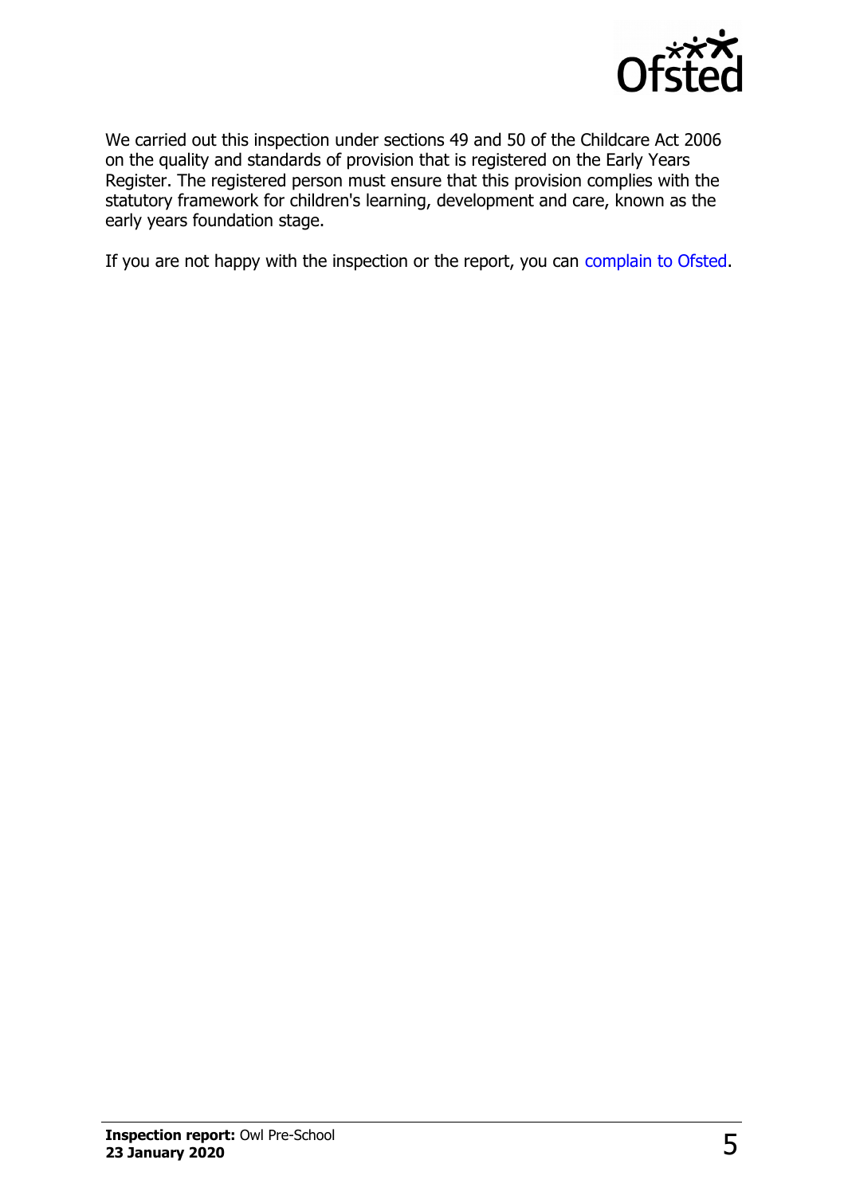We carried out this inspection under sections 49 and 50 of the Childcare Act 2006 on the quality and standards of provision that is registered on the Early Years Register. The registered person must ensure that this provision complies with the statutory framework for children's learning, development and care, known as the early years foundation stage.

If you are not happy with the inspection or the report, you can complain to Ofsted.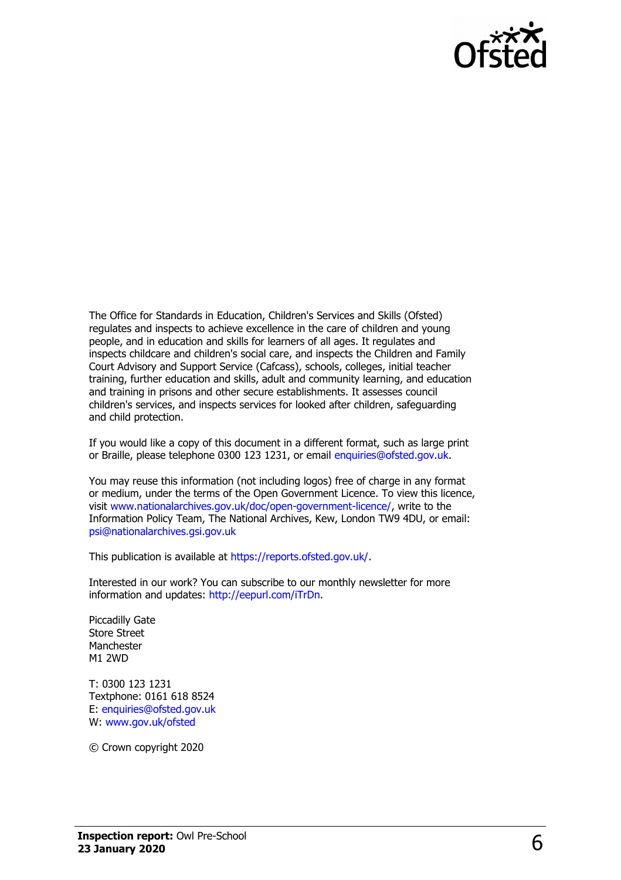The Office for Standards in Education, Children's Services and Skills (Ofsted) regulates and inspects to achieve excellence in the care of children and young people, and in education and skills for learners of all ages. It regulates and inspects childcare and children's social care, and inspects the Children and Family Court Advisory and Support Service (Cafcass), schools, colleges, initial teacher training, further education and skills, adult and community learning, and education and training in prisons and other secure establishments. It assesses council children's services, and inspects services for looked after children, safeguarding and child protection.

If you would like a copy of this document in a different format, such as large print or Braille, please telephone 0300 123 1231, or email enquiries@ofsted.gov.uk.

You may reuse this information (not including logos) free of charge in any format or medium, under the terms of the Open Government Licence. To view this licence, visit www.nationalarchives.gov.uk/doc/open-government-licence/, write to the Information Policy Team, The National Archives, Kew, London TW9 4DU, or email: psi@nationalarchives.gsi.gov.uk

This publication is available at https://reports.ofsted.gov.uk/.

Interested in our work? You can subscribe to our monthly newsletter for more information and updates: http://eepurl.com/iTrDn.

Piccadilly Gate
Store Street
Manchester
M1 2WD

T: 0300 123 1231
Textphone: 0161 618 8524
E: enquiries@ofsted.gov.uk
W: www.gov.uk/ofsted

© Crown copyright 2020